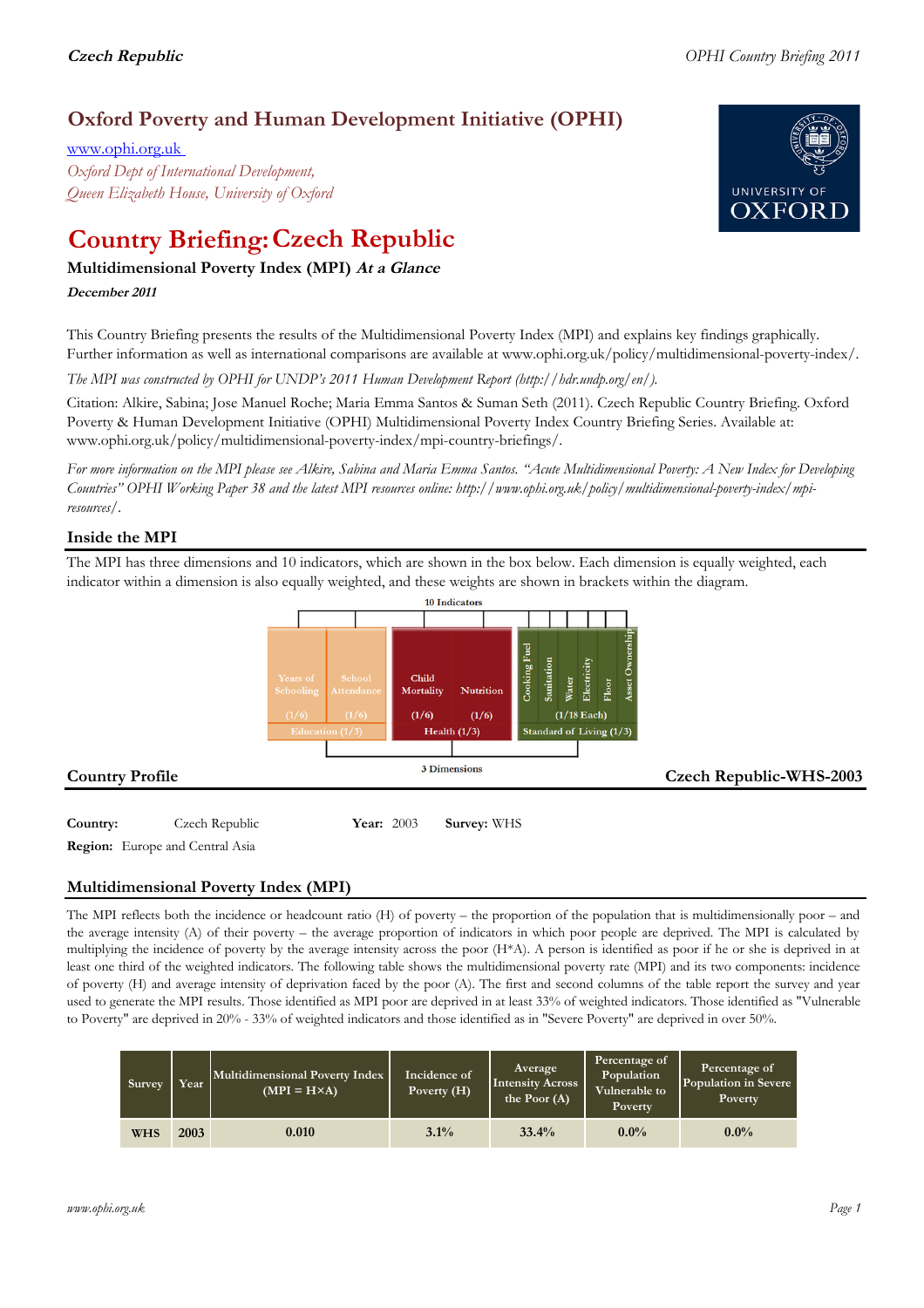# Oxford Poverty and Human Development Initiative (OPHI)

www.ophi.org.uk

*Oxford Dept of International Development,*
*Queen Elizabeth House, University of Oxford*

# Country Briefing: Czech Republic

**Multidimensional Poverty Index (MPI) *At a Glance***

***December 2011***

This Country Briefing presents the results of the Multidimensional Poverty Index (MPI) and explains key findings graphically. Further information as well as international comparisons are available at www.ophi.org.uk/policy/multidimensional-poverty-index/.

*The MPI was constructed by OPHI for UNDP's 2011 Human Development Report (http://hdr.undp.org/en/).*

Citation: Alkire, Sabina; Jose Manuel Roche; Maria Emma Santos & Suman Seth (2011). Czech Republic Country Briefing. Oxford Poverty & Human Development Initiative (OPHI) Multidimensional Poverty Index Country Briefing Series. Available at: www.ophi.org.uk/policy/multidimensional-poverty-index/mpi-country-briefings/.

*For more information on the MPI please see Alkire, Sabina and Maria Emma Santos. "Acute Multidimensional Poverty: A New Index for Developing Countries" OPHI Working Paper 38 and the latest MPI resources online: http://www.ophi.org.uk/policy/multidimensional-poverty-index/mpi-resources/.*

## Inside the MPI

The MPI has three dimensions and 10 indicators, which are shown in the box below. Each dimension is equally weighted, each indicator within a dimension is also equally weighted, and these weights are shown in brackets within the diagram.

10 Indicators

| Education (1/3) | | Health (1/3) | | Standard of Living (1/3) | | | | | |
|---|---|---|---|---|---|---|---|---|---|
| Years of Schooling (1/6) | School Attendance (1/6) | Child Mortality (1/6) | Nutrition (1/6) | Cooking Fuel | Sanitation | Water | Electricity | Floor | Asset Ownership |
| | | | | (1/18 Each) | | | | | |

3 Dimensions

## Country Profile

**Czech Republic-WHS-2003**

**Country:** Czech Republic **Year:** 2003 **Survey:** WHS

**Region:** Europe and Central Asia

## Multidimensional Poverty Index (MPI)

The MPI reflects both the incidence or headcount ratio (H) of poverty – the proportion of the population that is multidimensionally poor – and the average intensity (A) of their poverty – the average proportion of indicators in which poor people are deprived. The MPI is calculated by multiplying the incidence of poverty by the average intensity across the poor (H*A). A person is identified as poor if he or she is deprived in at least one third of the weighted indicators. The following table shows the multidimensional poverty rate (MPI) and its two components: incidence of poverty (H) and average intensity of deprivation faced by the poor (A). The first and second columns of the table report the survey and year used to generate the MPI results. Those identified as MPI poor are deprived in at least 33% of weighted indicators. Those identified as "Vulnerable to Poverty" are deprived in 20% - 33% of weighted indicators and those identified as in "Severe Poverty" are deprived in over 50%.

| Survey | Year | Multidimensional Poverty Index (MPI = H×A) | Incidence of Poverty (H) | Average Intensity Across the Poor (A) | Percentage of Population Vulnerable to Poverty | Percentage of Population in Severe Poverty |
|---|---|---|---|---|---|---|
| WHS | 2003 | 0.010 | 3.1% | 33.4% | 0.0% | 0.0% |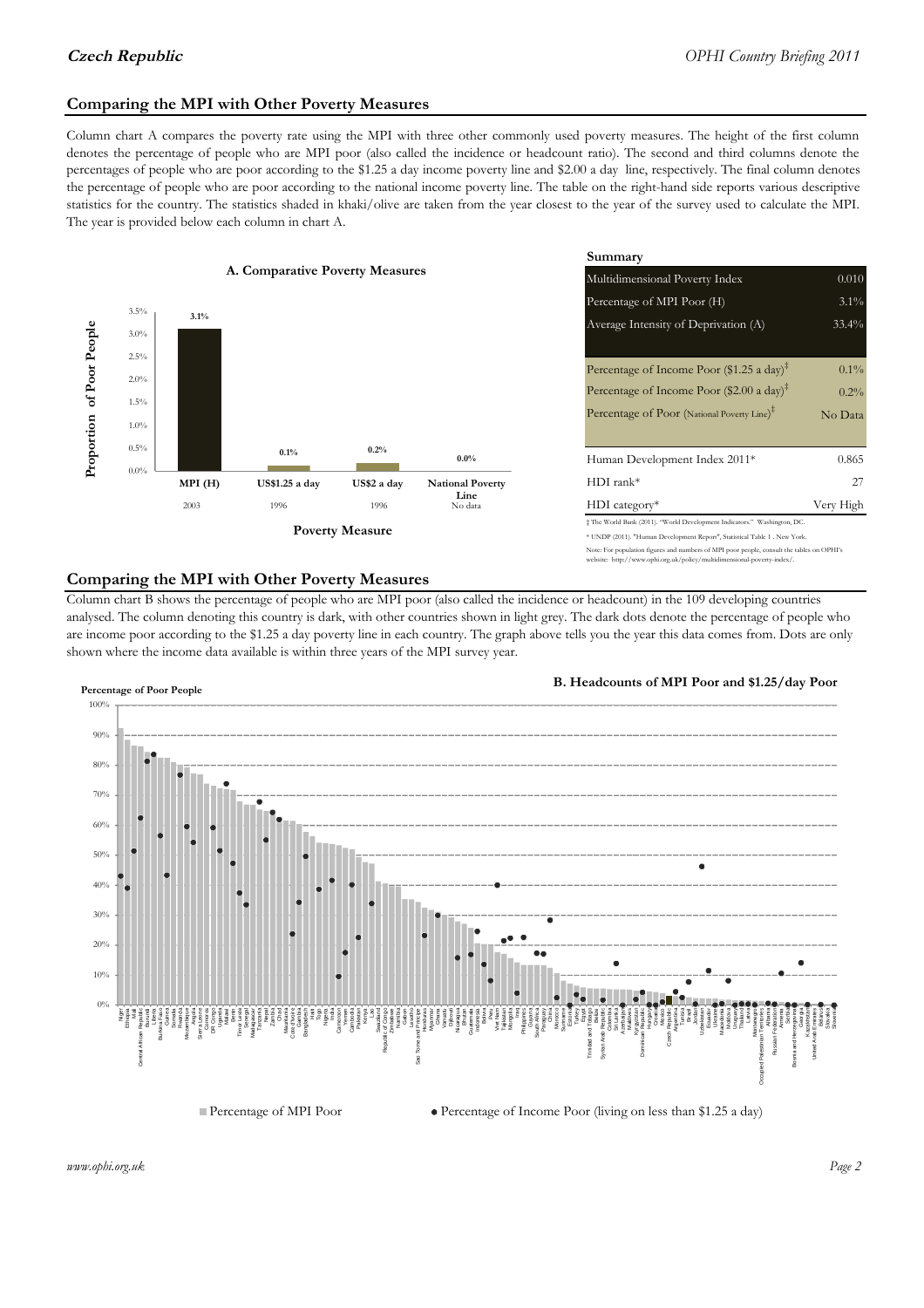## Comparing the MPI with Other Poverty Measures

Column chart A compares the poverty rate using the MPI with three other commonly used poverty measures. The height of the first column denotes the percentage of people who are MPI poor (also called the incidence or headcount ratio). The second and third columns denote the percentages of people who are poor according to the $1.25 a day income poverty line and $2.00 a day line, respectively. The final column denotes the percentage of people who are poor according to the national income poverty line. The table on the right-hand side reports various descriptive statistics for the country. The statistics shaded in khaki/olive are taken from the year closest to the year of the survey used to calculate the MPI. The year is provided below each column in chart A.

**A. Comparative Poverty Measures**

| Poverty Measure | MPI (H) | US$1.25 a day | US$2 a day | National Poverty Line |
|---|---|---|---|---|
| Proportion of Poor People | 3.1% | 0.1% | 0.2% | 0.0% |
| Year | 2003 | 1996 | 1996 | No data |

**Summary**

| | |
|---|---|
| Multidimensional Poverty Index | 0.010 |
| Percentage of MPI Poor (H) | 3.1% |
| Average Intensity of Deprivation (A) | 33.4% |
| Percentage of Income Poor ($1.25 a day)‡ | 0.1% |
| Percentage of Income Poor ($2.00 a day)‡ | 0.2% |
| Percentage of Poor (National Poverty Line)‡ | No Data |
| Human Development Index 2011* | 0.865 |
| HDI rank* | 27 |
| HDI category* | Very High |

‡ The World Bank (2011). "World Development Indicators." Washington, DC.

* UNDP (2011). "Human Development Report", Statistical Table 1 . New York.

Note: For population figures and numbers of MPI poor people, consult the tables on OPHI's website: http://www.ophi.org.uk/policy/multidimensional-poverty-index/.

## Comparing the MPI with Other Poverty Measures

Column chart B shows the percentage of people who are MPI poor (also called the incidence or headcount) in the 109 developing countries analysed. The column denoting this country is dark, with other countries shown in light grey. The dark dots denote the percentage of people who are income poor according to the $1.25 a day poverty line in each country. The graph above tells you the year this data comes from. Dots are only shown where the income data available is within three years of the MPI survey year.

**B. Headcounts of MPI Poor and $1.25/day Poor**

Percentage of Poor People

■ Percentage of MPI Poor ● Percentage of Income Poor (living on less than $1.25 a day)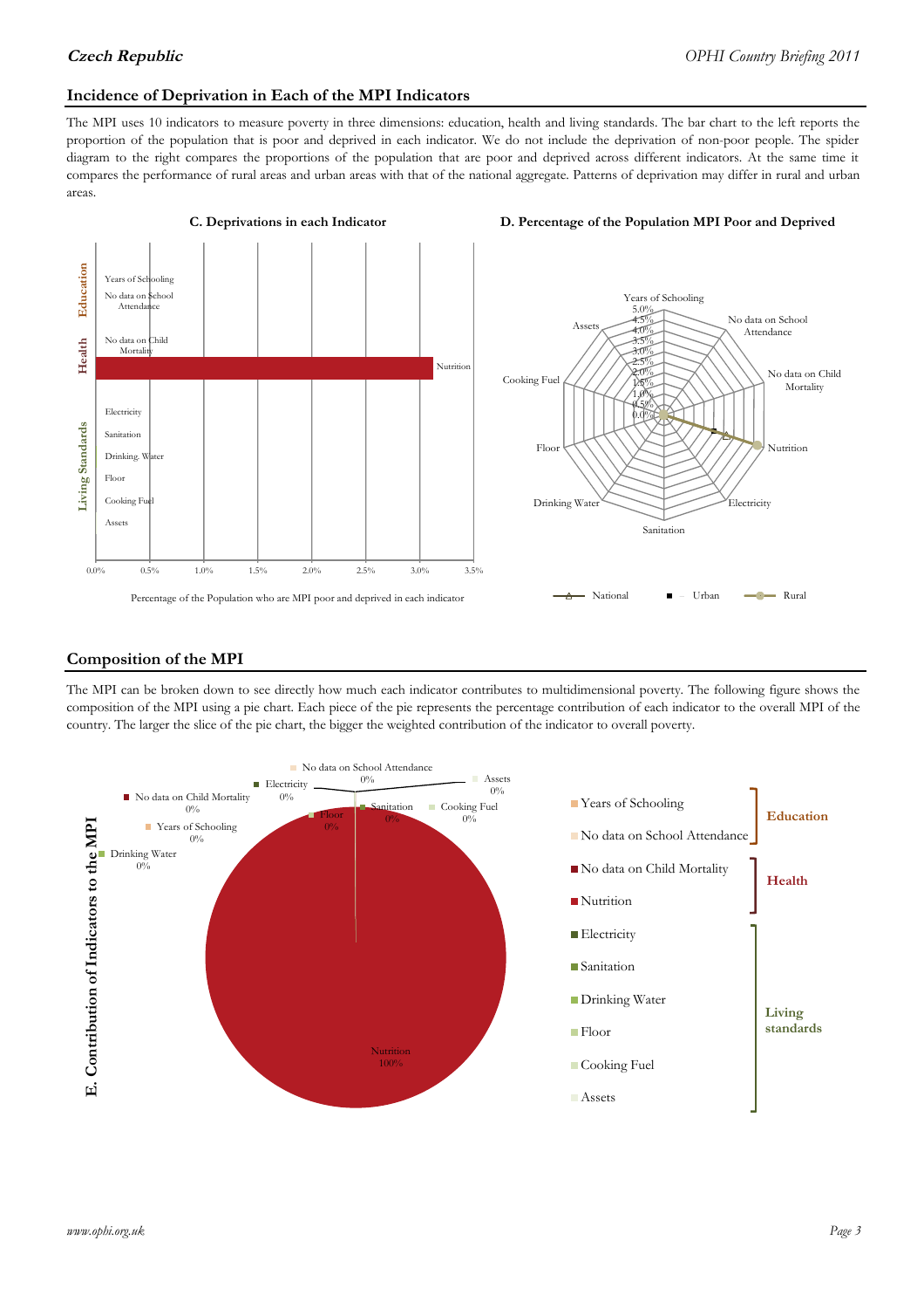## Incidence of Deprivation in Each of the MPI Indicators

The MPI uses 10 indicators to measure poverty in three dimensions: education, health and living standards. The bar chart to the left reports the proportion of the population that is poor and deprived in each indicator. We do not include the deprivation of non-poor people. The spider diagram to the right compares the proportions of the population that are poor and deprived across different indicators. At the same time it compares the performance of rural areas and urban areas with that of the national aggregate. Patterns of deprivation may differ in rural and urban areas.

**C. Deprivations in each Indicator**

Percentage of the Population who are MPI poor and deprived in each indicator

**D. Percentage of the Population MPI Poor and Deprived**

## Composition of the MPI

The MPI can be broken down to see directly how much each indicator contributes to multidimensional poverty. The following figure shows the composition of the MPI using a pie chart. Each piece of the pie represents the percentage contribution of each indicator to the overall MPI of the country. The larger the slice of the pie chart, the bigger the weighted contribution of the indicator to overall poverty.

**E. Contribution of Indicators to the MPI**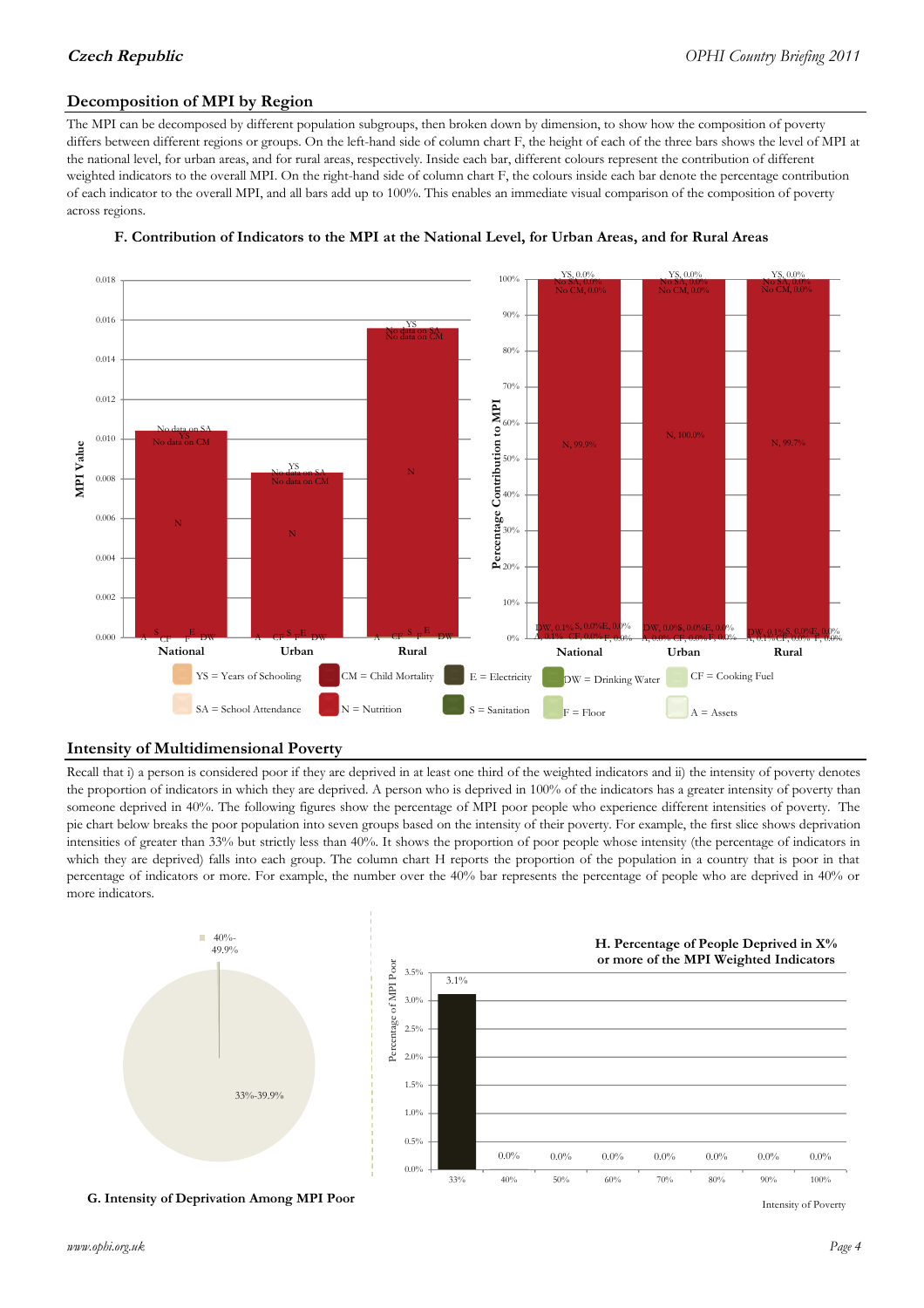## Decomposition of MPI by Region

The MPI can be decomposed by different population subgroups, then broken down by dimension, to show how the composition of poverty differs between different regions or groups. On the left-hand side of column chart F, the height of each of the three bars shows the level of MPI at the national level, for urban areas, and for rural areas, respectively. Inside each bar, different colours represent the contribution of different weighted indicators to the overall MPI. On the right-hand side of column chart F, the colours inside each bar denote the percentage contribution of each indicator to the overall MPI, and all bars add up to 100%. This enables an immediate visual comparison of the composition of poverty across regions.

**F. Contribution of Indicators to the MPI at the National Level, for Urban Areas, and for Rural Areas**

MPI Value
0.018
0.016
0.014
0.012
0.010
0.008
0.006
0.004
0.002
0.000

National: No data on SA, YS, No data on CM, N, A, S, CF, F, E, DW
Urban: YS, No data on SA, No data on CM, N, A, CF, S, F, E, DW
Rural: YS, No data on SA, No data on CM, N, A, CF, S, F, E, DW

Percentage Contribution to MPI
100%
90%
80%
70%
60%
50%
40%
30%
20%
10%
0%

National: YS, 0.0%; No SA, 0.0%; No CM, 0.0%; N, 99.9%; DW, 0.1%; S, 0.0%; E, 0.0%; A, 0.1%; CF, 0.0%; F, 0.0%
Urban: YS, 0.0%; No SA, 0.0%; No CM, 0.0%; N, 100.0%; DW, 0.0%; S, 0.0%; E, 0.0%; A, 0.0%; CF, 0.0%; F, 0.0%
Rural: YS, 0.0%; No SA, 0.0%; No CM, 0.0%; N, 99.7%; DW, 0.1%; S, 0.0%; E, 0.0%; A, 0.1%; CF, 0.0%; F, 0.0%

YS = Years of Schooling
CM = Child Mortality
E = Electricity
DW = Drinking Water
CF = Cooking Fuel
SA = School Attendance
N = Nutrition
S = Sanitation
F = Floor
A = Assets

## Intensity of Multidimensional Poverty

Recall that i) a person is considered poor if they are deprived in at least one third of the weighted indicators and ii) the intensity of poverty denotes the proportion of indicators in which they are deprived. A person who is deprived in 100% of the indicators has a greater intensity of poverty than someone deprived in 40%. The following figures show the percentage of MPI poor people who experience different intensities of poverty. The pie chart below breaks the poor population into seven groups based on the intensity of their poverty. For example, the first slice shows deprivation intensities of greater than 33% but strictly less than 40%. It shows the proportion of poor people whose intensity (the percentage of indicators in which they are deprived) falls into each group. The column chart H reports the proportion of the population in a country that is poor in that percentage of indicators or more. For example, the number over the 40% bar represents the percentage of people who are deprived in 40% or more indicators.

40%-49.9%
33%-39.9%

**G. Intensity of Deprivation Among MPI Poor**

**H. Percentage of People Deprived in X% or more of the MPI Weighted Indicators**

Percentage of MPI Poor
3.5%
3.0%
2.5%
2.0%
1.5%
1.0%
0.5%
0.0%

3.1% 0.0% 0.0% 0.0% 0.0% 0.0% 0.0% 0.0%
33% 40% 50% 60% 70% 80% 90% 100%

Intensity of Poverty